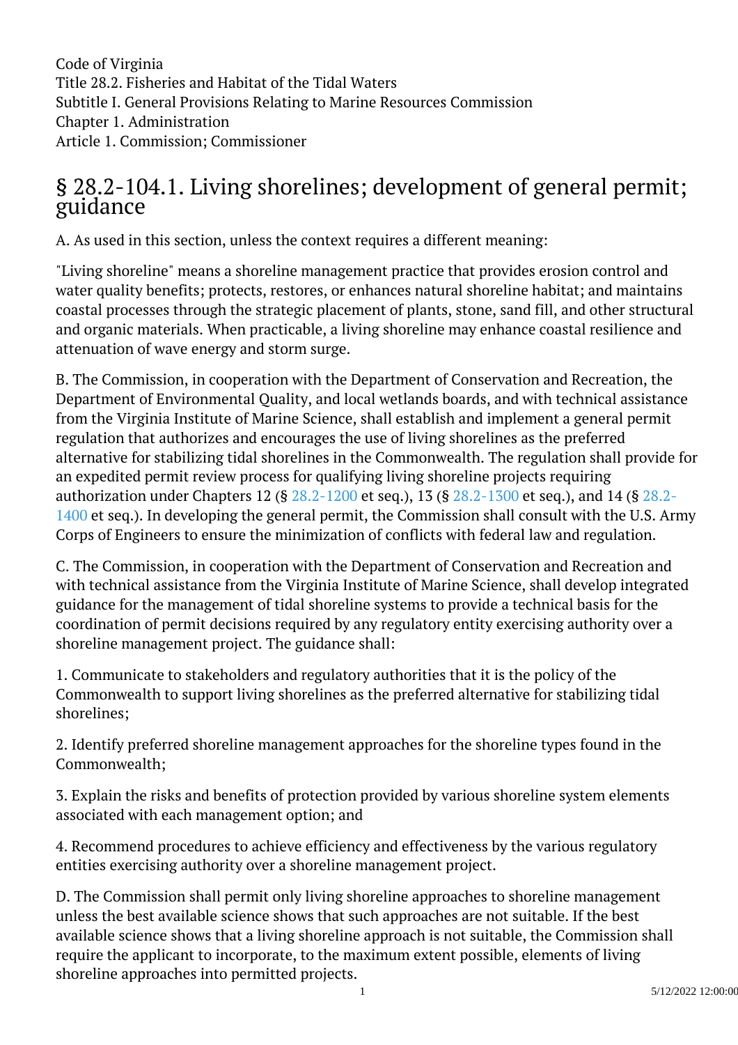Code of Virginia
Title 28.2. Fisheries and Habitat of the Tidal Waters
Subtitle I. General Provisions Relating to Marine Resources Commission
Chapter 1. Administration
Article 1. Commission; Commissioner

# § 28.2-104.1. Living shorelines; development of general permit; guidance

A. As used in this section, unless the context requires a different meaning:

"Living shoreline" means a shoreline management practice that provides erosion control and water quality benefits; protects, restores, or enhances natural shoreline habitat; and maintains coastal processes through the strategic placement of plants, stone, sand fill, and other structural and organic materials. When practicable, a living shoreline may enhance coastal resilience and attenuation of wave energy and storm surge.

B. The Commission, in cooperation with the Department of Conservation and Recreation, the Department of Environmental Quality, and local wetlands boards, and with technical assistance from the Virginia Institute of Marine Science, shall establish and implement a general permit regulation that authorizes and encourages the use of living shorelines as the preferred alternative for stabilizing tidal shorelines in the Commonwealth. The regulation shall provide for an expedited permit review process for qualifying living shoreline projects requiring authorization under Chapters 12 (§ 28.2-1200 et seq.), 13 (§ 28.2-1300 et seq.), and 14 (§ 28.2-1400 et seq.). In developing the general permit, the Commission shall consult with the U.S. Army Corps of Engineers to ensure the minimization of conflicts with federal law and regulation.

C. The Commission, in cooperation with the Department of Conservation and Recreation and with technical assistance from the Virginia Institute of Marine Science, shall develop integrated guidance for the management of tidal shoreline systems to provide a technical basis for the coordination of permit decisions required by any regulatory entity exercising authority over a shoreline management project. The guidance shall:

1. Communicate to stakeholders and regulatory authorities that it is the policy of the Commonwealth to support living shorelines as the preferred alternative for stabilizing tidal shorelines;

2. Identify preferred shoreline management approaches for the shoreline types found in the Commonwealth;

3. Explain the risks and benefits of protection provided by various shoreline system elements associated with each management option; and

4. Recommend procedures to achieve efficiency and effectiveness by the various regulatory entities exercising authority over a shoreline management project.

D. The Commission shall permit only living shoreline approaches to shoreline management unless the best available science shows that such approaches are not suitable. If the best available science shows that a living shoreline approach is not suitable, the Commission shall require the applicant to incorporate, to the maximum extent possible, elements of living shoreline approaches into permitted projects.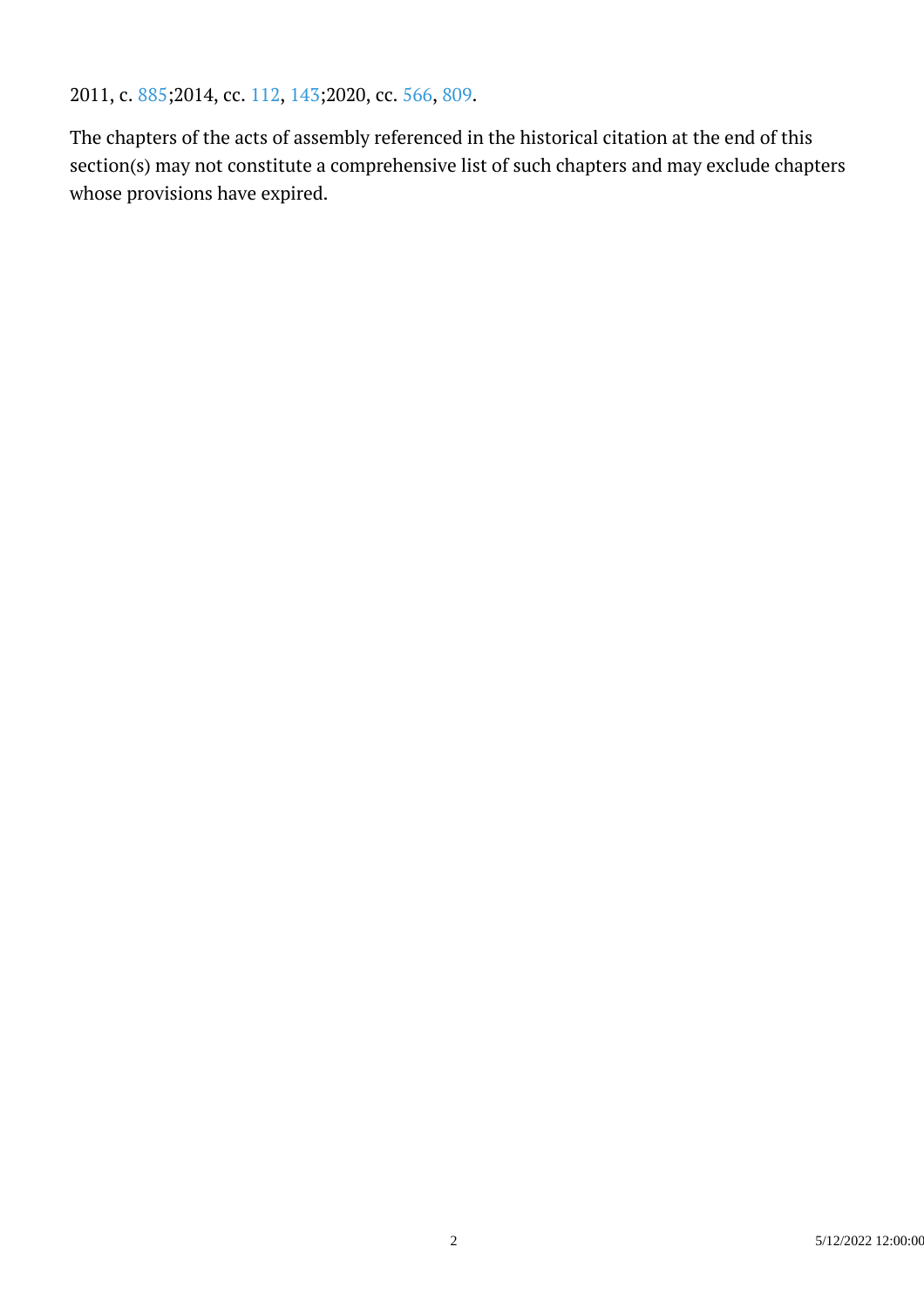2011, c. 885;2014, cc. 112, 143;2020, cc. 566, 809.

The chapters of the acts of assembly referenced in the historical citation at the end of this section(s) may not constitute a comprehensive list of such chapters and may exclude chapters whose provisions have expired.